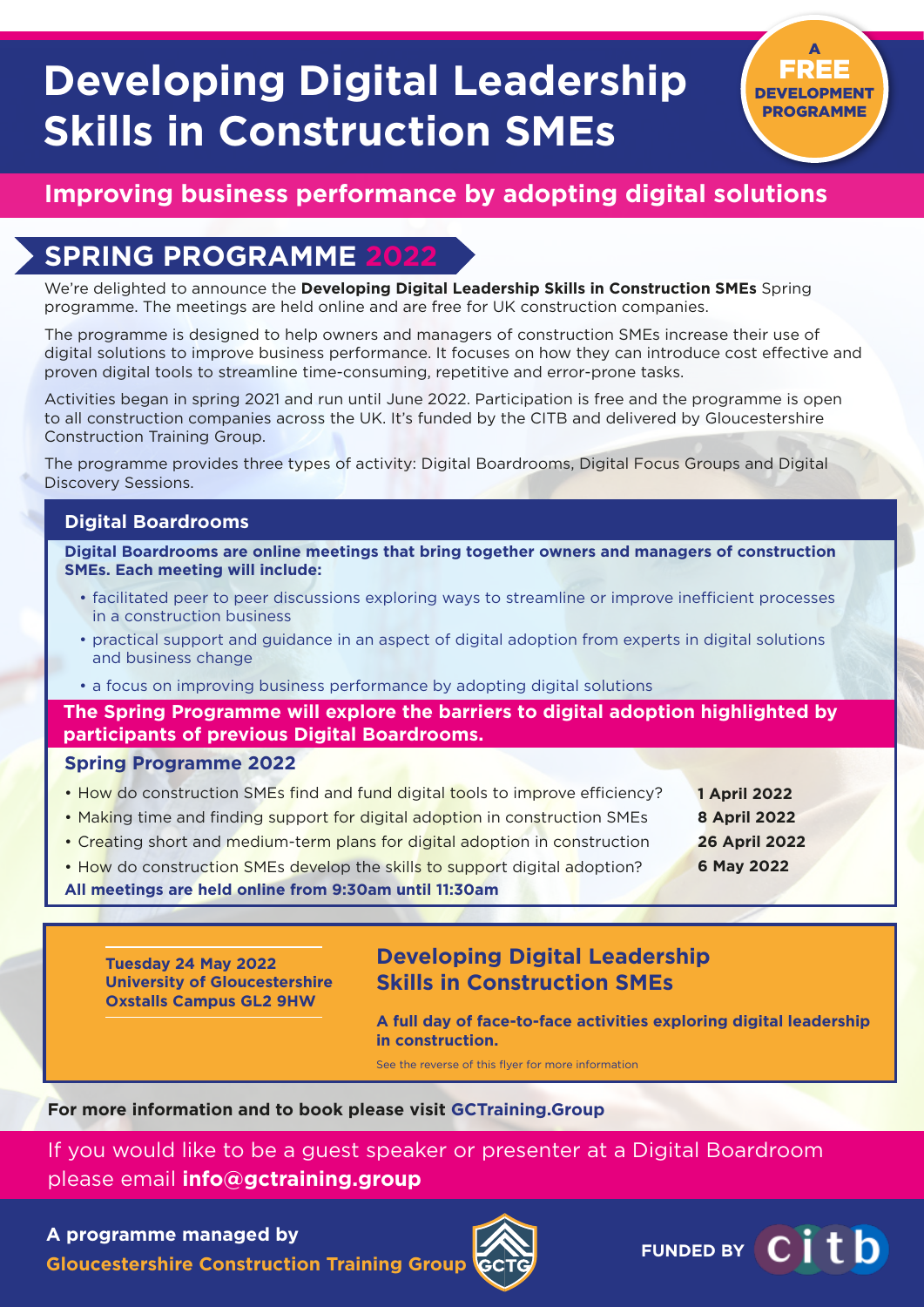# Developing Digital Leadership Skills in Construction SMEs

**A FREE DEVELOPMENT PROGRAMME**

## Improving business performance by adopting digital solutions

## SPRING PROGRAMME 2022

We're delighted to announce the **Developing Digital Leadership Skills in Construction SMEs** Spring programme. The meetings are held online and are free for UK construction companies.

The programme is designed to help owners and managers of construction SMEs increase their use of digital solutions to improve business performance. It focuses on how they can introduce cost effective and proven digital tools to streamline time-consuming, repetitive and error-prone tasks.

Activities began in spring 2021 and run until June 2022. Participation is free and the programme is open to all construction companies across the UK. It's funded by the CITB and delivered by Gloucestershire Construction Training Group.

The programme provides three types of activity: Digital Boardrooms, Digital Focus Groups and Digital Discovery Sessions.

### Digital Boardrooms

**Digital Boardrooms are online meetings that bring together owners and managers of construction SMEs. Each meeting will include:**

- facilitated peer to peer discussions exploring ways to streamline or improve inefficient processes in a construction business
- practical support and guidance in an aspect of digital adoption from experts in digital solutions and business change
- a focus on improving business performance by adopting digital solutions

**The Spring Programme will explore the barriers to digital adoption highlighted by participants of previous Digital Boardrooms.**

### Spring Programme 2022

| Topic | Date |
|---|---|
| How do construction SMEs find and fund digital tools to improve efficiency? | **1 April 2022** |
| Making time and finding support for digital adoption in construction SMEs | **8 April 2022** |
| Creating short and medium-term plans for digital adoption in construction | **26 April 2022** |
| How do construction SMEs develop the skills to support digital adoption? | **6 May 2022** |

**All meetings are held online from 9:30am until 11:30am**

**Tuesday 24 May 2022**
**University of Gloucestershire**
**Oxstalls Campus GL2 9HW**

### Developing Digital Leadership Skills in Construction SMEs

**A full day of face-to-face activities exploring digital leadership in construction.**

See the reverse of this flyer for more information

**For more information and to book please visit GCTraining.Group**

If you would like to be a guest speaker or presenter at a Digital Boardroom please email **info@gctraining.group**

**A programme managed by**
**Gloucestershire Construction Training Group**

**FUNDED BY** citb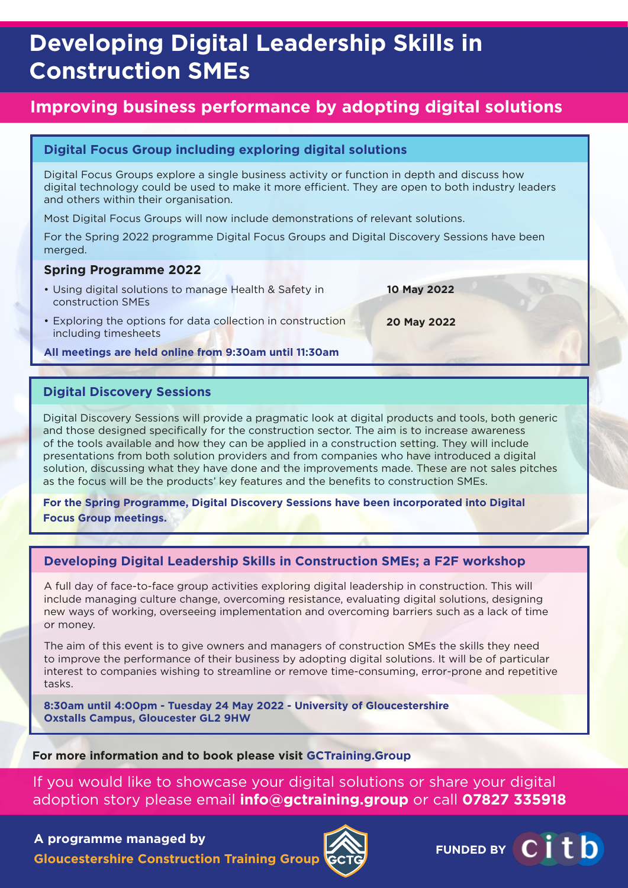# Developing Digital Leadership Skills in Construction SMEs

## Improving business performance by adopting digital solutions

### Digital Focus Group including exploring digital solutions

Digital Focus Groups explore a single business activity or function in depth and discuss how digital technology could be used to make it more efficient. They are open to both industry leaders and others within their organisation.

Most Digital Focus Groups will now include demonstrations of relevant solutions.

For the Spring 2022 programme Digital Focus Groups and Digital Discovery Sessions have been merged.

**Spring Programme 2022**

- Using digital solutions to manage Health & Safety in construction SMEs — **10 May 2022**
- Exploring the options for data collection in construction including timesheets — **20 May 2022**

**All meetings are held online from 9:30am until 11:30am**

### Digital Discovery Sessions

Digital Discovery Sessions will provide a pragmatic look at digital products and tools, both generic and those designed specifically for the construction sector. The aim is to increase awareness of the tools available and how they can be applied in a construction setting. They will include presentations from both solution providers and from companies who have introduced a digital solution, discussing what they have done and the improvements made. These are not sales pitches as the focus will be the products' key features and the benefits to construction SMEs.

**For the Spring Programme, Digital Discovery Sessions have been incorporated into Digital Focus Group meetings.**

### Developing Digital Leadership Skills in Construction SMEs; a F2F workshop

A full day of face-to-face group activities exploring digital leadership in construction. This will include managing culture change, overcoming resistance, evaluating digital solutions, designing new ways of working, overseeing implementation and overcoming barriers such as a lack of time or money.

The aim of this event is to give owners and managers of construction SMEs the skills they need to improve the performance of their business by adopting digital solutions. It will be of particular interest to companies wishing to streamline or remove time-consuming, error-prone and repetitive tasks.

**8:30am until 4:00pm - Tuesday 24 May 2022 - University of Gloucestershire Oxstalls Campus, Gloucester GL2 9HW**

**For more information and to book please visit GCTraining.Group**

If you would like to showcase your digital solutions or share your digital adoption story please email **info@gctraining.group** or call **07827 335918**

**A programme managed by**
**Gloucestershire Construction Training Group**

**FUNDED BY** citb